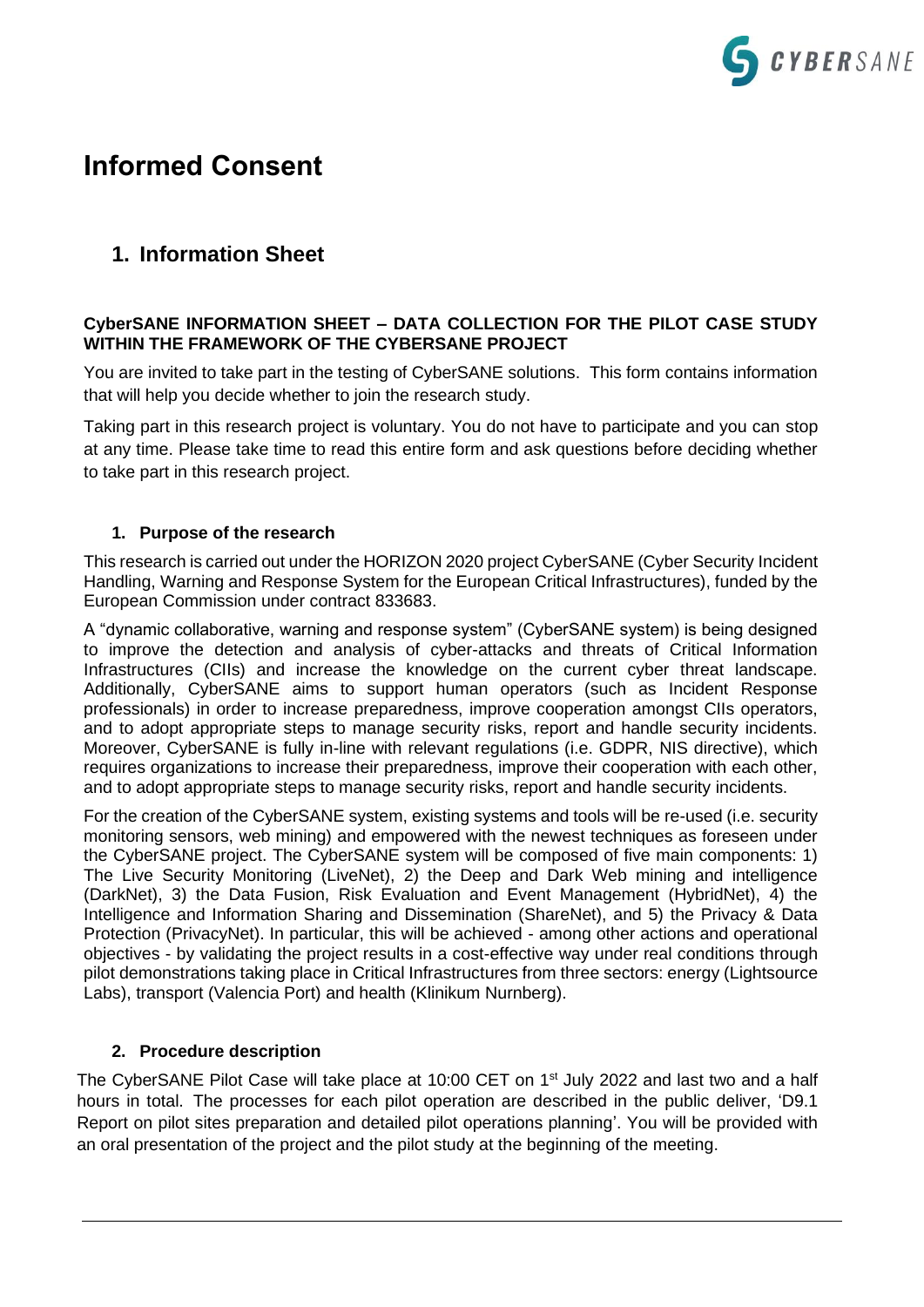# Informed Consent

## 1. Information Sheet

**CyberSANE INFORMATION SHEET – DATA COLLECTION FOR THE PILOT CASE STUDY WITHIN THE FRAMEWORK OF THE CYBERSANE PROJECT**

You are invited to take part in the testing of CyberSANE solutions. This form contains information that will help you decide whether to join the research study.

Taking part in this research project is voluntary. You do not have to participate and you can stop at any time. Please take time to read this entire form and ask questions before deciding whether to take part in this research project.

### 1. Purpose of the research

This research is carried out under the HORIZON 2020 project CyberSANE (Cyber Security Incident Handling, Warning and Response System for the European Critical Infrastructures), funded by the European Commission under contract 833683.

A "dynamic collaborative, warning and response system" (CyberSANE system) is being designed to improve the detection and analysis of cyber-attacks and threats of Critical Information Infrastructures (CIIs) and increase the knowledge on the current cyber threat landscape. Additionally, CyberSANE aims to support human operators (such as Incident Response professionals) in order to increase preparedness, improve cooperation amongst CIIs operators, and to adopt appropriate steps to manage security risks, report and handle security incidents. Moreover, CyberSANE is fully in-line with relevant regulations (i.e. GDPR, NIS directive), which requires organizations to increase their preparedness, improve their cooperation with each other, and to adopt appropriate steps to manage security risks, report and handle security incidents.

For the creation of the CyberSANE system, existing systems and tools will be re-used (i.e. security monitoring sensors, web mining) and empowered with the newest techniques as foreseen under the CyberSANE project. The CyberSANE system will be composed of five main components: 1) The Live Security Monitoring (LiveNet), 2) the Deep and Dark Web mining and intelligence (DarkNet), 3) the Data Fusion, Risk Evaluation and Event Management (HybridNet), 4) the Intelligence and Information Sharing and Dissemination (ShareNet), and 5) the Privacy & Data Protection (PrivacyNet). In particular, this will be achieved - among other actions and operational objectives - by validating the project results in a cost-effective way under real conditions through pilot demonstrations taking place in Critical Infrastructures from three sectors: energy (Lightsource Labs), transport (Valencia Port) and health (Klinikum Nurnberg).

### 2. Procedure description

The CyberSANE Pilot Case will take place at 10:00 CET on 1st July 2022 and last two and a half hours in total. The processes for each pilot operation are described in the public deliver, 'D9.1 Report on pilot sites preparation and detailed pilot operations planning'. You will be provided with an oral presentation of the project and the pilot study at the beginning of the meeting.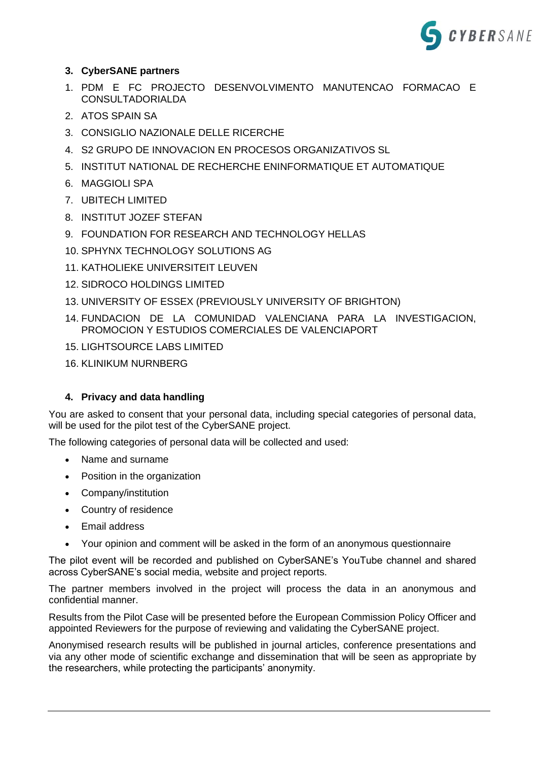## 3. CyberSANE partners

1. PDM E FC PROJECTO DESENVOLVIMENTO MANUTENCAO FORMACAO E CONSULTADORIALDA
2. ATOS SPAIN SA
3. CONSIGLIO NAZIONALE DELLE RICERCHE
4. S2 GRUPO DE INNOVACION EN PROCESOS ORGANIZATIVOS SL
5. INSTITUT NATIONAL DE RECHERCHE ENINFORMATIQUE ET AUTOMATIQUE
6. MAGGIOLI SPA
7. UBITECH LIMITED
8. INSTITUT JOZEF STEFAN
9. FOUNDATION FOR RESEARCH AND TECHNOLOGY HELLAS
10. SPHYNX TECHNOLOGY SOLUTIONS AG
11. KATHOLIEKE UNIVERSITEIT LEUVEN
12. SIDROCO HOLDINGS LIMITED
13. UNIVERSITY OF ESSEX (PREVIOUSLY UNIVERSITY OF BRIGHTON)
14. FUNDACION DE LA COMUNIDAD VALENCIANA PARA LA INVESTIGACION, PROMOCION Y ESTUDIOS COMERCIALES DE VALENCIAPORT
15. LIGHTSOURCE LABS LIMITED
16. KLINIKUM NURNBERG

## 4. Privacy and data handling

You are asked to consent that your personal data, including special categories of personal data, will be used for the pilot test of the CyberSANE project.

The following categories of personal data will be collected and used:

- Name and surname
- Position in the organization
- Company/institution
- Country of residence
- Email address
- Your opinion and comment will be asked in the form of an anonymous questionnaire

The pilot event will be recorded and published on CyberSANE's YouTube channel and shared across CyberSANE's social media, website and project reports.

The partner members involved in the project will process the data in an anonymous and confidential manner.

Results from the Pilot Case will be presented before the European Commission Policy Officer and appointed Reviewers for the purpose of reviewing and validating the CyberSANE project.

Anonymised research results will be published in journal articles, conference presentations and via any other mode of scientific exchange and dissemination that will be seen as appropriate by the researchers, while protecting the participants' anonymity.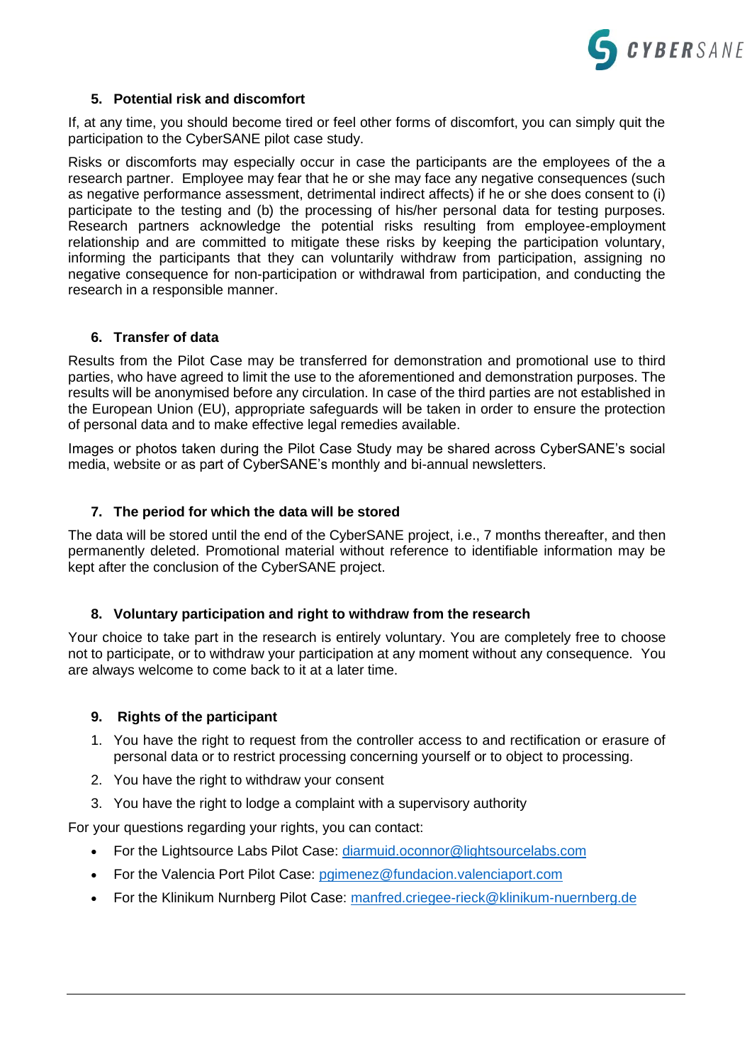## 5. Potential risk and discomfort

If, at any time, you should become tired or feel other forms of discomfort, you can simply quit the participation to the CyberSANE pilot case study.

Risks or discomforts may especially occur in case the participants are the employees of the a research partner. Employee may fear that he or she may face any negative consequences (such as negative performance assessment, detrimental indirect affects) if he or she does consent to (i) participate to the testing and (b) the processing of his/her personal data for testing purposes. Research partners acknowledge the potential risks resulting from employee-employment relationship and are committed to mitigate these risks by keeping the participation voluntary, informing the participants that they can voluntarily withdraw from participation, assigning no negative consequence for non-participation or withdrawal from participation, and conducting the research in a responsible manner.

## 6. Transfer of data

Results from the Pilot Case may be transferred for demonstration and promotional use to third parties, who have agreed to limit the use to the aforementioned and demonstration purposes. The results will be anonymised before any circulation. In case of the third parties are not established in the European Union (EU), appropriate safeguards will be taken in order to ensure the protection of personal data and to make effective legal remedies available.

Images or photos taken during the Pilot Case Study may be shared across CyberSANE's social media, website or as part of CyberSANE's monthly and bi-annual newsletters.

## 7. The period for which the data will be stored

The data will be stored until the end of the CyberSANE project, i.e., 7 months thereafter, and then permanently deleted. Promotional material without reference to identifiable information may be kept after the conclusion of the CyberSANE project.

## 8. Voluntary participation and right to withdraw from the research

Your choice to take part in the research is entirely voluntary. You are completely free to choose not to participate, or to withdraw your participation at any moment without any consequence. You are always welcome to come back to it at a later time.

## 9. Rights of the participant

1. You have the right to request from the controller access to and rectification or erasure of personal data or to restrict processing concerning yourself or to object to processing.
2. You have the right to withdraw your consent
3. You have the right to lodge a complaint with a supervisory authority

For your questions regarding your rights, you can contact:

- For the Lightsource Labs Pilot Case: diarmuid.oconnor@lightsourcelabs.com
- For the Valencia Port Pilot Case: pgimenez@fundacion.valenciaport.com
- For the Klinikum Nurnberg Pilot Case: manfred.criegee-rieck@klinikum-nuernberg.de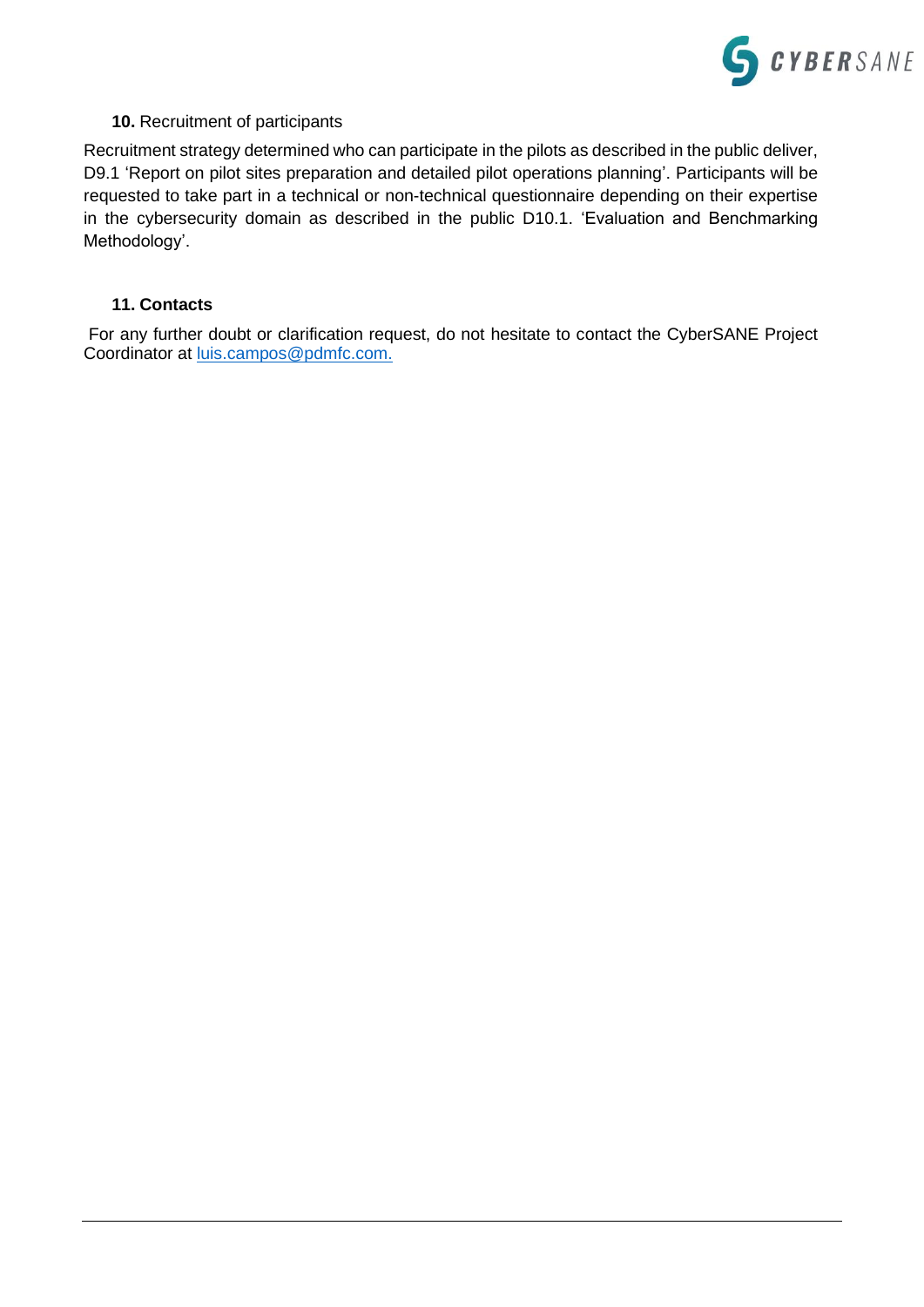## **10.** Recruitment of participants

Recruitment strategy determined who can participate in the pilots as described in the public deliver, D9.1 'Report on pilot sites preparation and detailed pilot operations planning'. Participants will be requested to take part in a technical or non-technical questionnaire depending on their expertise in the cybersecurity domain as described in the public D10.1. 'Evaluation and Benchmarking Methodology'.

## **11. Contacts**

For any further doubt or clarification request, do not hesitate to contact the CyberSANE Project Coordinator at luis.campos@pdmfc.com.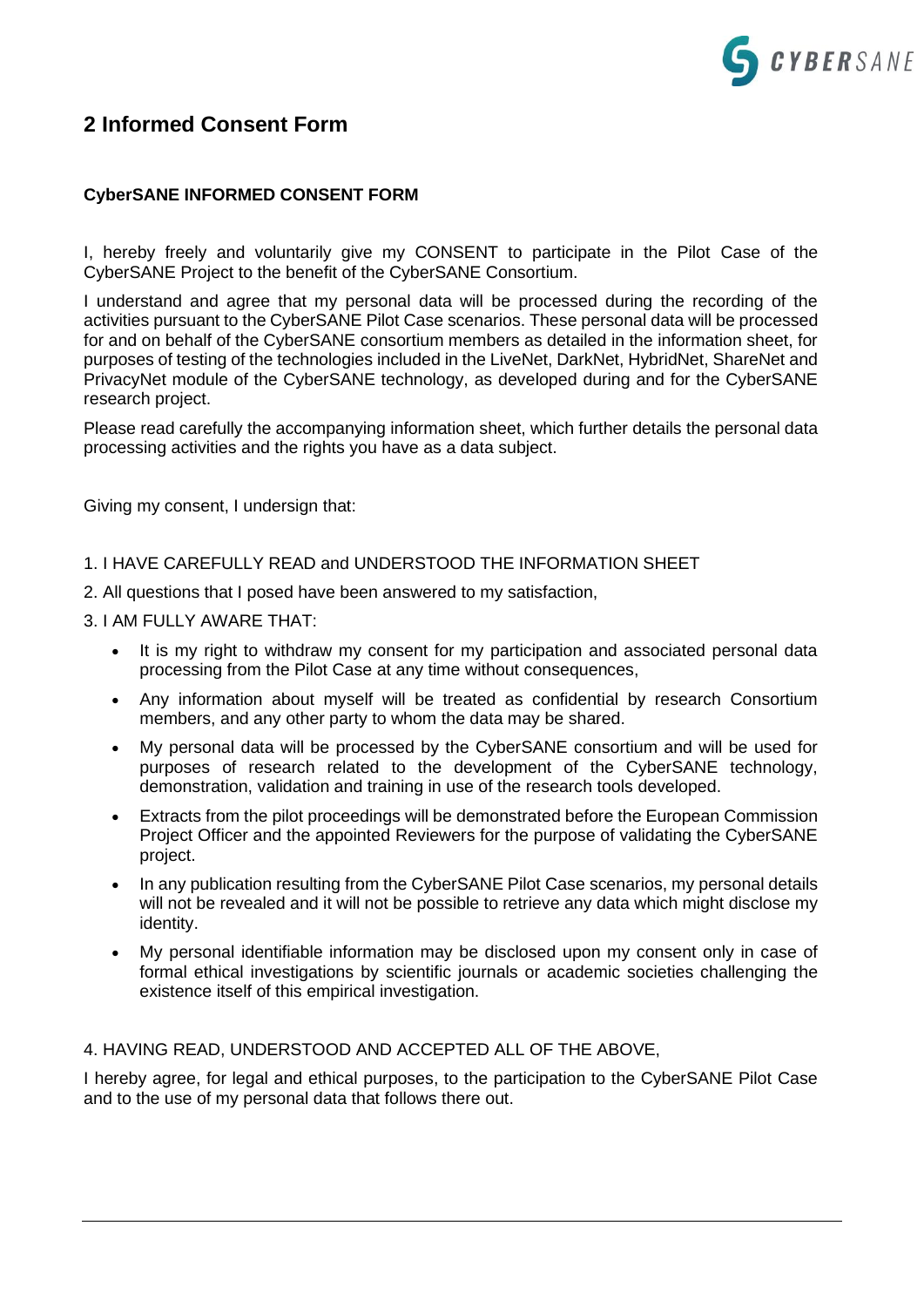## 2 Informed Consent Form

**CyberSANE INFORMED CONSENT FORM**

I, hereby freely and voluntarily give my CONSENT to participate in the Pilot Case of the CyberSANE Project to the benefit of the CyberSANE Consortium.

I understand and agree that my personal data will be processed during the recording of the activities pursuant to the CyberSANE Pilot Case scenarios. These personal data will be processed for and on behalf of the CyberSANE consortium members as detailed in the information sheet, for purposes of testing of the technologies included in the LiveNet, DarkNet, HybridNet, ShareNet and PrivacyNet module of the CyberSANE technology, as developed during and for the CyberSANE research project.

Please read carefully the accompanying information sheet, which further details the personal data processing activities and the rights you have as a data subject.

Giving my consent, I undersign that:

1. I HAVE CAREFULLY READ and UNDERSTOOD THE INFORMATION SHEET
2. All questions that I posed have been answered to my satisfaction,
3. I AM FULLY AWARE THAT:
   - It is my right to withdraw my consent for my participation and associated personal data processing from the Pilot Case at any time without consequences,
   - Any information about myself will be treated as confidential by research Consortium members, and any other party to whom the data may be shared.
   - My personal data will be processed by the CyberSANE consortium and will be used for purposes of research related to the development of the CyberSANE technology, demonstration, validation and training in use of the research tools developed.
   - Extracts from the pilot proceedings will be demonstrated before the European Commission Project Officer and the appointed Reviewers for the purpose of validating the CyberSANE project.
   - In any publication resulting from the CyberSANE Pilot Case scenarios, my personal details will not be revealed and it will not be possible to retrieve any data which might disclose my identity.
   - My personal identifiable information may be disclosed upon my consent only in case of formal ethical investigations by scientific journals or academic societies challenging the existence itself of this empirical investigation.

4. HAVING READ, UNDERSTOOD AND ACCEPTED ALL OF THE ABOVE,

I hereby agree, for legal and ethical purposes, to the participation to the CyberSANE Pilot Case and to the use of my personal data that follows there out.